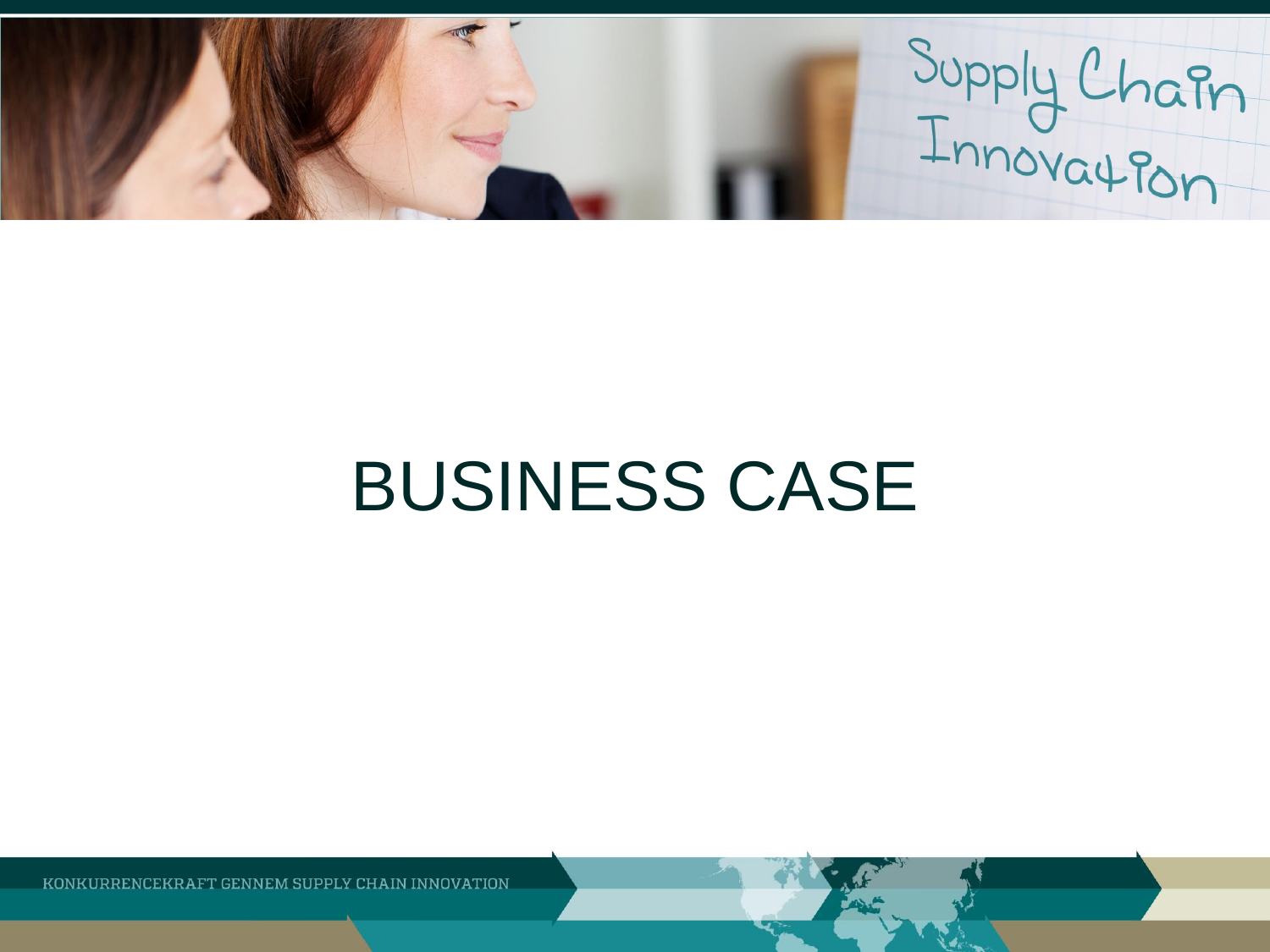# BUSINESS CASE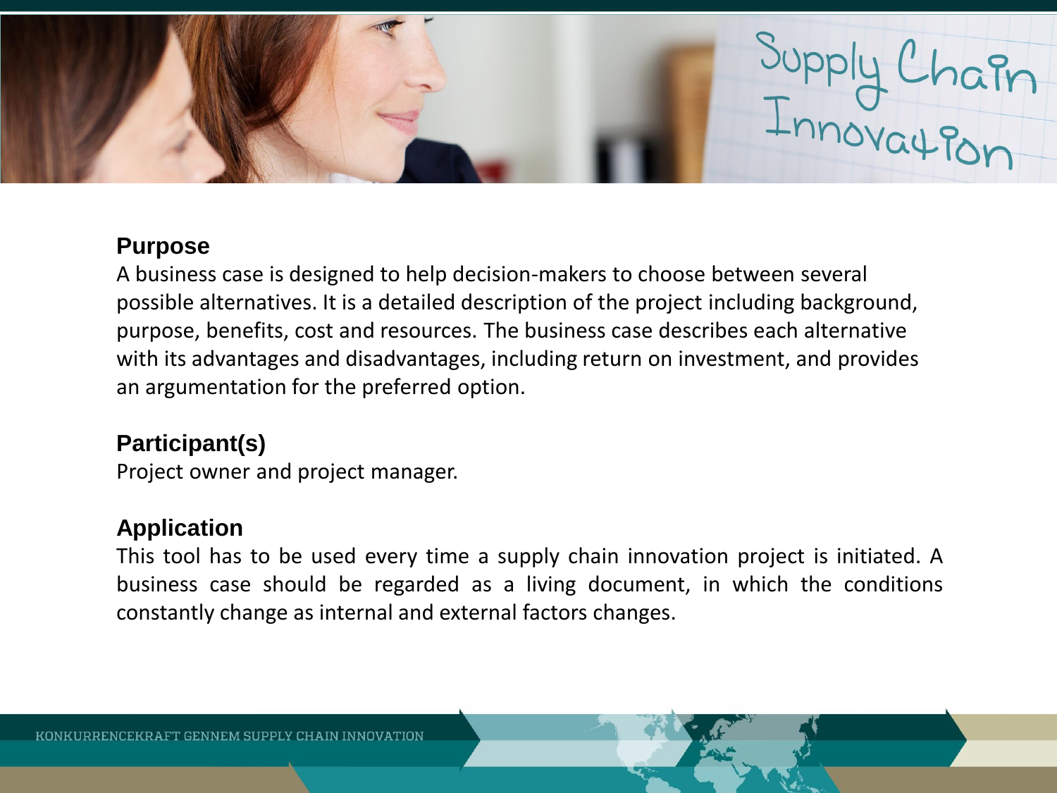## Purpose

A business case is designed to help decision-makers to choose between several possible alternatives. It is a detailed description of the project including background, purpose, benefits, cost and resources. The business case describes each alternative with its advantages and disadvantages, including return on investment, and provides an argumentation for the preferred option.

## Participant(s)

Project owner and project manager.

## Application

This tool has to be used every time a supply chain innovation project is initiated. A business case should be regarded as a living document, in which the conditions constantly change as internal and external factors changes.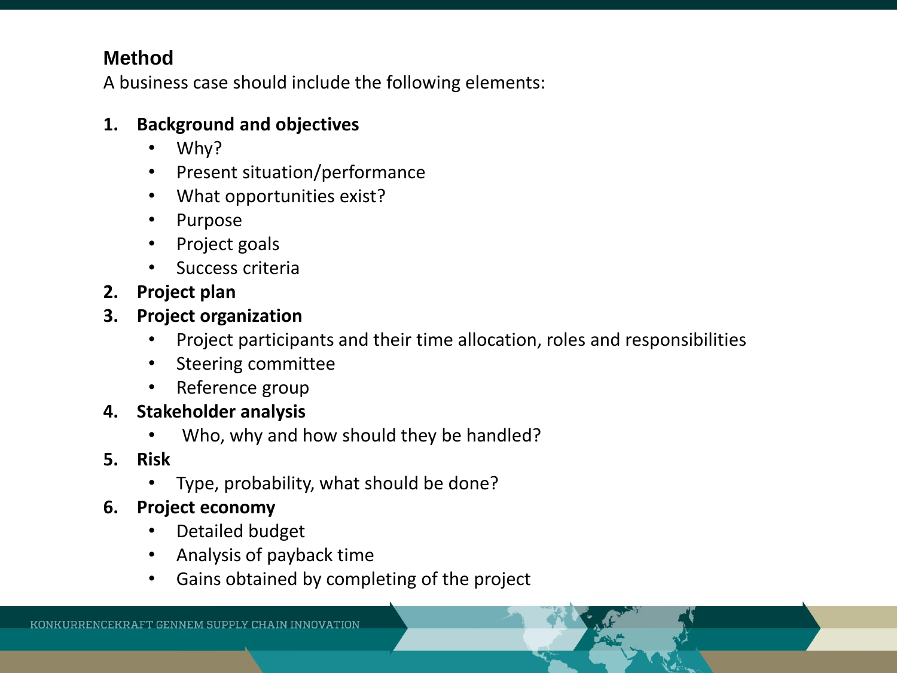## Method

A business case should include the following elements:

1. **Background and objectives**
   - Why?
   - Present situation/performance
   - What opportunities exist?
   - Purpose
   - Project goals
   - Success criteria
2. **Project plan**
3. **Project organization**
   - Project participants and their time allocation, roles and responsibilities
   - Steering committee
   - Reference group
4. **Stakeholder analysis**
   - Who, why and how should they be handled?
5. **Risk**
   - Type, probability, what should be done?
6. **Project economy**
   - Detailed budget
   - Analysis of payback time
   - Gains obtained by completing of the project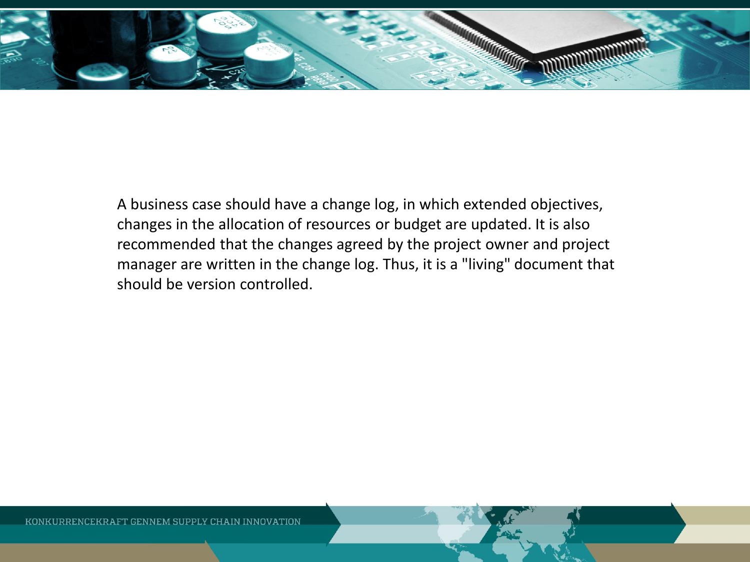A business case should have a change log, in which extended objectives, changes in the allocation of resources or budget are updated. It is also recommended that the changes agreed by the project owner and project manager are written in the change log. Thus, it is a "living" document that should be version controlled.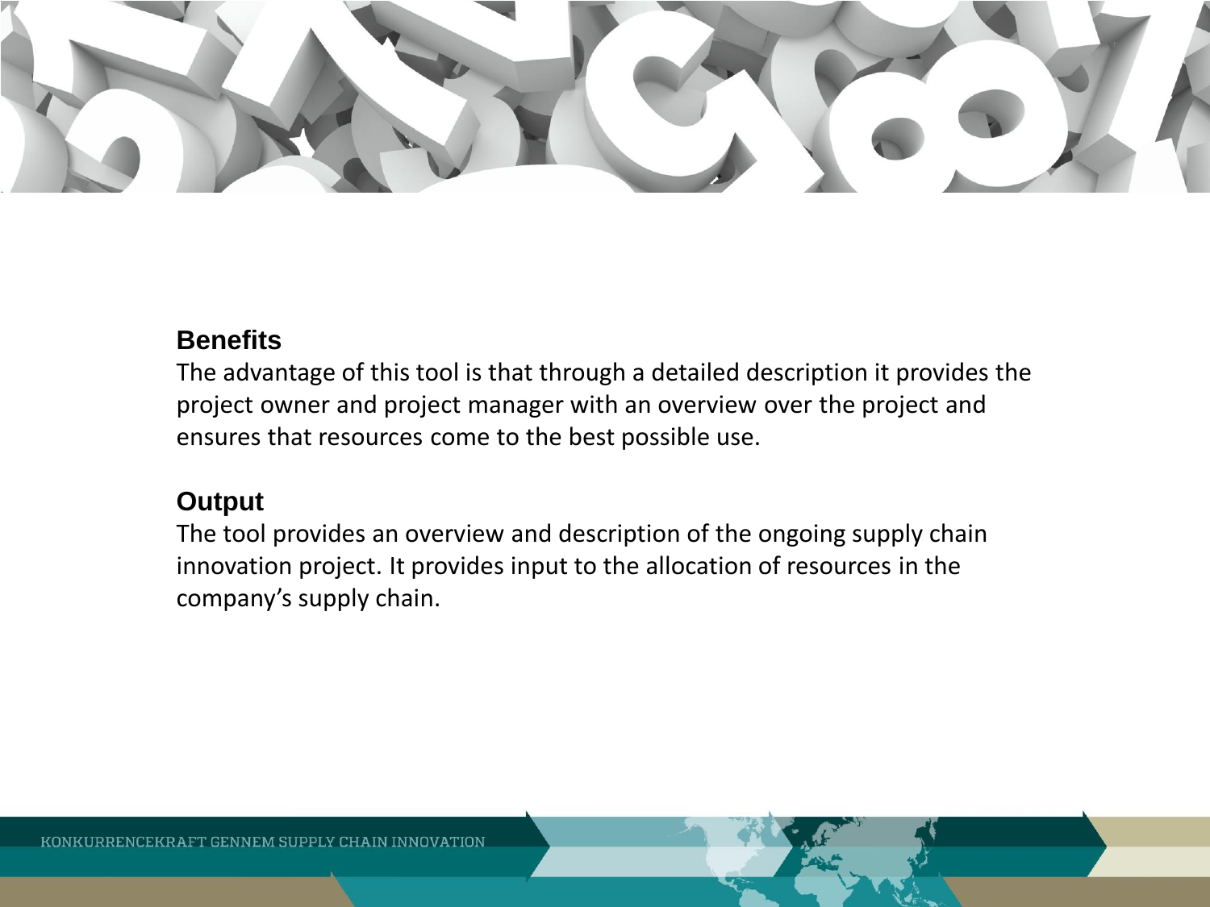## Benefits

The advantage of this tool is that through a detailed description it provides the project owner and project manager with an overview over the project and ensures that resources come to the best possible use.

## Output

The tool provides an overview and description of the ongoing supply chain innovation project. It provides input to the allocation of resources in the company's supply chain.